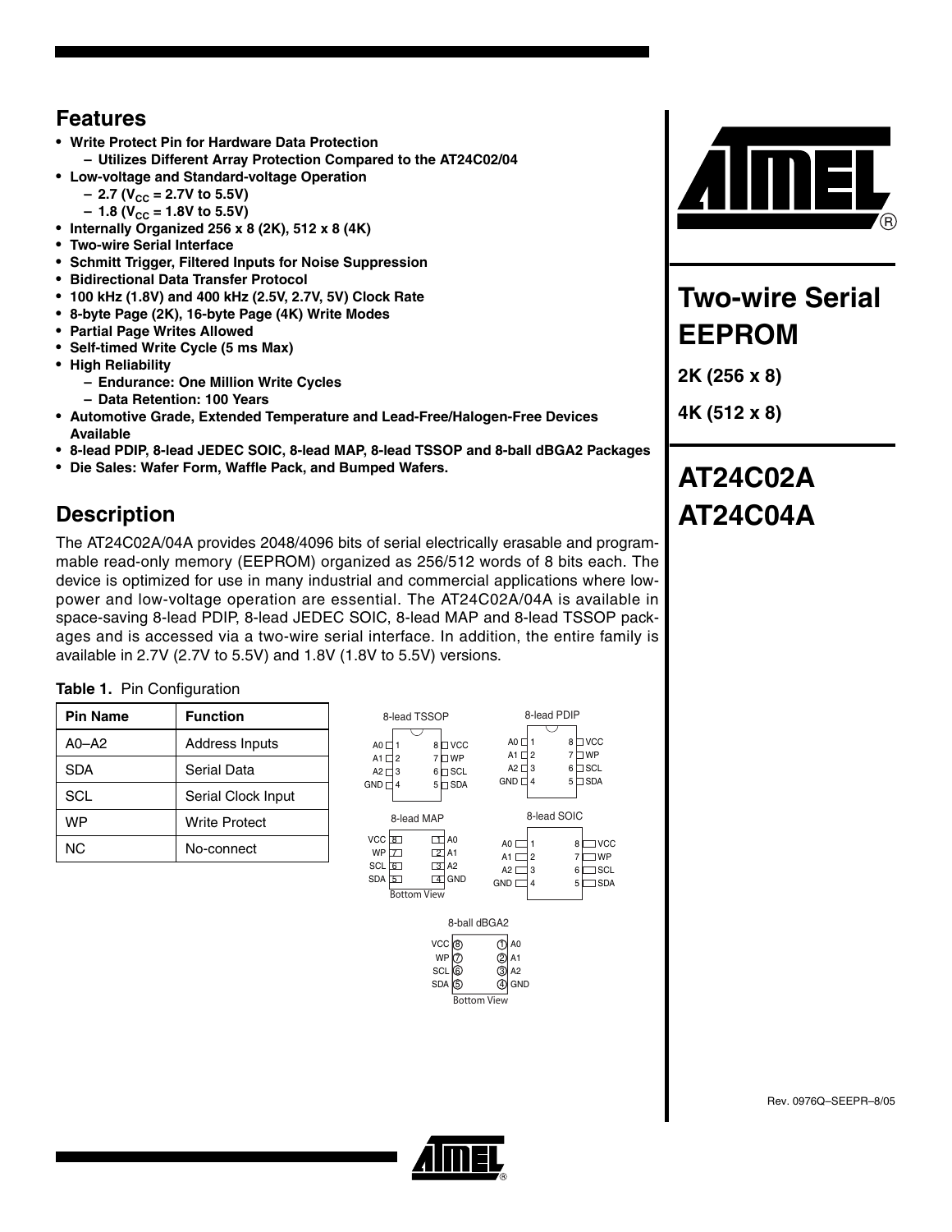# Two-wire Serial EEPROM

2K (256 x 8)

4K (512 x 8)

# AT24C02A AT24C04A

## Features

- **Write Protect Pin for Hardware Data Protection**
  - **Utilizes Different Array Protection Compared to the AT24C02/04**
- **Low-voltage and Standard-voltage Operation**
  - **2.7 ($V_{CC}$ = 2.7V to 5.5V)**
  - **1.8 ($V_{CC}$ = 1.8V to 5.5V)**
- **Internally Organized 256 x 8 (2K), 512 x 8 (4K)**
- **Two-wire Serial Interface**
- **Schmitt Trigger, Filtered Inputs for Noise Suppression**
- **Bidirectional Data Transfer Protocol**
- **100 kHz (1.8V) and 400 kHz (2.5V, 2.7V, 5V) Clock Rate**
- **8-byte Page (2K), 16-byte Page (4K) Write Modes**
- **Partial Page Writes Allowed**
- **Self-timed Write Cycle (5 ms Max)**
- **High Reliability**
  - **Endurance: One Million Write Cycles**
  - **Data Retention: 100 Years**
- **Automotive Grade, Extended Temperature and Lead-Free/Halogen-Free Devices Available**
- **8-lead PDIP, 8-lead JEDEC SOIC, 8-lead MAP, 8-lead TSSOP and 8-ball dBGA2 Packages**
- **Die Sales: Wafer Form, Waffle Pack, and Bumped Wafers.**

## Description

The AT24C02A/04A provides 2048/4096 bits of serial electrically erasable and programmable read-only memory (EEPROM) organized as 256/512 words of 8 bits each. The device is optimized for use in many industrial and commercial applications where low-power and low-voltage operation are essential. The AT24C02A/04A is available in space-saving 8-lead PDIP, 8-lead JEDEC SOIC, 8-lead MAP and 8-lead TSSOP packages and is accessed via a two-wire serial interface. In addition, the entire family is available in 2.7V (2.7V to 5.5V) and 1.8V (1.8V to 5.5V) versions.

**Table 1.** Pin Configuration

| Pin Name | Function |
|---|---|
| A0–A2 | Address Inputs |
| SDA | Serial Data |
| SCL | Serial Clock Input |
| WP | Write Protect |
| NC | No-connect |

8-lead TSSOP

| Pin | Name | Pin | Name |
|---|---|---|---|
| 1 | A0 | 8 | VCC |
| 2 | A1 | 7 | WP |
| 3 | A2 | 6 | SCL |
| 4 | GND | 5 | SDA |

8-lead PDIP

| Pin | Name | Pin | Name |
|---|---|---|---|
| 1 | A0 | 8 | VCC |
| 2 | A1 | 7 | WP |
| 3 | A2 | 6 | SCL |
| 4 | GND | 5 | SDA |

8-lead MAP (Bottom View)

| Name | Pin | Pin | Name |
|---|---|---|---|
| VCC | 8 | 1 | A0 |
| WP | 7 | 2 | A1 |
| SCL | 6 | 3 | A2 |
| SDA | 5 | 4 | GND |

8-lead SOIC

| Pin | Name | Pin | Name |
|---|---|---|---|
| 1 | A0 | 8 | VCC |
| 2 | A1 | 7 | WP |
| 3 | A2 | 6 | SCL |
| 4 | GND | 5 | SDA |

8-ball dBGA2 (Bottom View)

| Name | Ball | Ball | Name |
|---|---|---|---|
| VCC | 8 | 1 | A0 |
| WP | 7 | 2 | A1 |
| SCL | 6 | 3 | A2 |
| SDA | 5 | 4 | GND |

Rev. 0976Q–SEEPR–8/05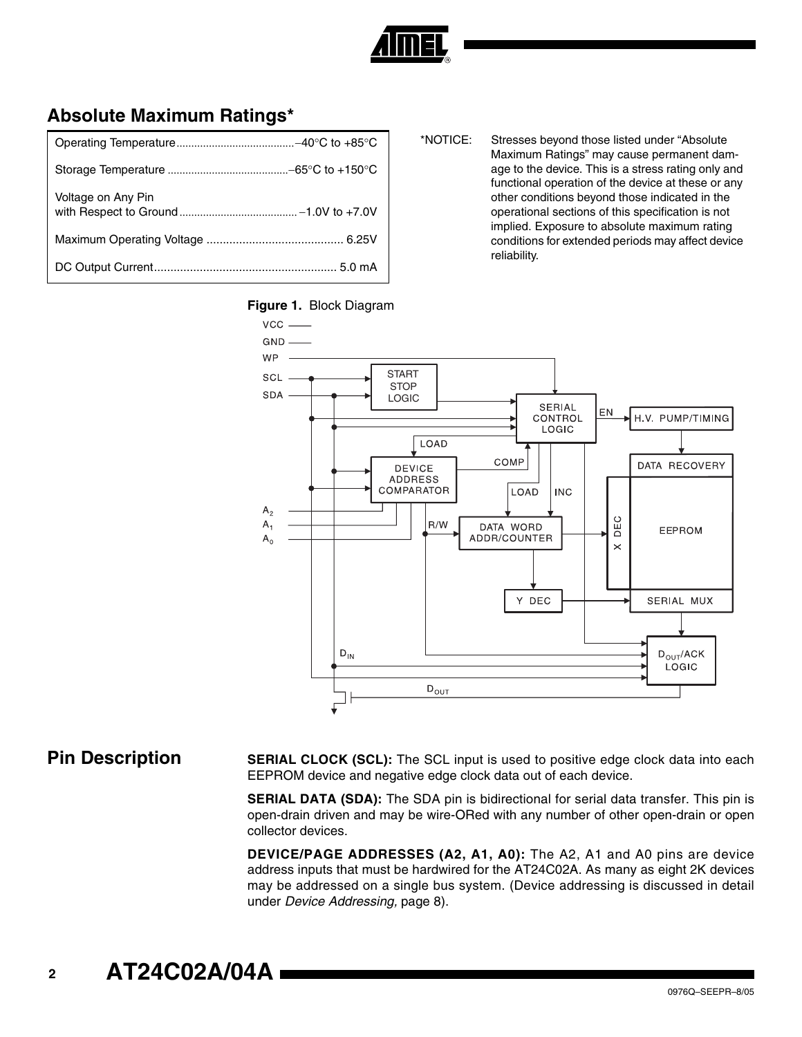## Absolute Maximum Ratings*

| | |
|---|---|
| Operating Temperature | −40°C to +85°C |
| Storage Temperature | −65°C to +150°C |
| Voltage on Any Pin with Respect to Ground | −1.0V to +7.0V |
| Maximum Operating Voltage | 6.25V |
| DC Output Current | 5.0 mA |

*NOTICE: Stresses beyond those listed under "Absolute Maximum Ratings" may cause permanent damage to the device. This is a stress rating only and functional operation of the device at these or any other conditions beyond those indicated in the operational sections of this specification is not implied. Exposure to absolute maximum rating conditions for extended periods may affect device reliability.

**Figure 1.** Block Diagram

## Pin Description

**SERIAL CLOCK (SCL):** The SCL input is used to positive edge clock data into each EEPROM device and negative edge clock data out of each device.

**SERIAL DATA (SDA):** The SDA pin is bidirectional for serial data transfer. This pin is open-drain driven and may be wire-ORed with any number of other open-drain or open collector devices.

**DEVICE/PAGE ADDRESSES (A2, A1, A0):** The A2, A1 and A0 pins are device address inputs that must be hardwired for the AT24C02A. As many as eight 2K devices may be addressed on a single bus system. (Device addressing is discussed in detail under *Device Addressing,* page 8).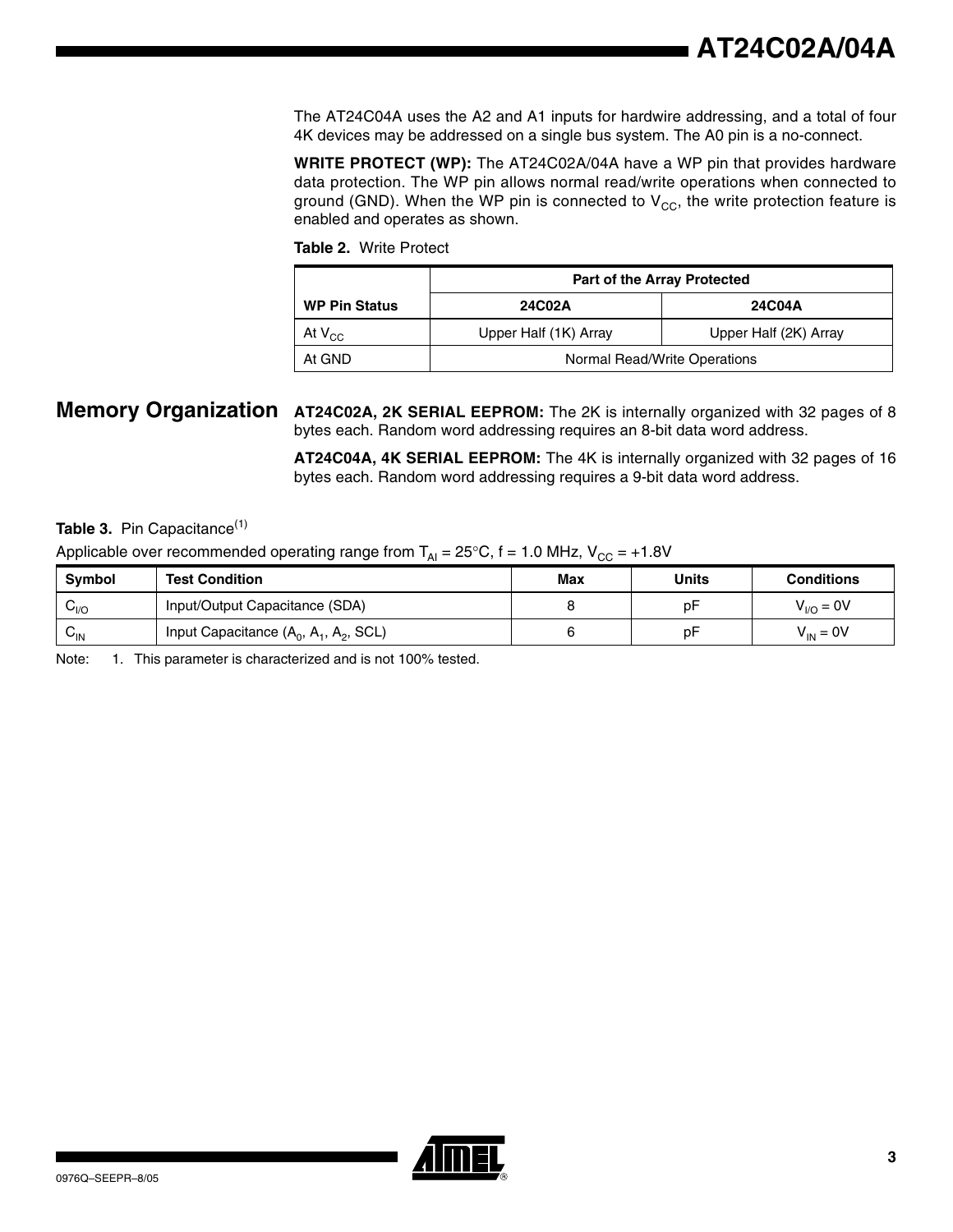The AT24C04A uses the A2 and A1 inputs for hardwire addressing, and a total of four 4K devices may be addressed on a single bus system. The A0 pin is a no-connect.

**WRITE PROTECT (WP):** The AT24C02A/04A have a WP pin that provides hardware data protection. The WP pin allows normal read/write operations when connected to ground (GND). When the WP pin is connected to $V_{CC}$, the write protection feature is enabled and operates as shown.

**Table 2.** Write Protect

| | Part of the Array Protected | |
|---|---|---|
| **WP Pin Status** | **24C02A** | **24C04A** |
| At $V_{CC}$ | Upper Half (1K) Array | Upper Half (2K) Array |
| At GND | Normal Read/Write Operations | |

## Memory Organization

**AT24C02A, 2K SERIAL EEPROM:** The 2K is internally organized with 32 pages of 8 bytes each. Random word addressing requires an 8-bit data word address.

**AT24C04A, 4K SERIAL EEPROM:** The 4K is internally organized with 32 pages of 16 bytes each. Random word addressing requires a 9-bit data word address.

**Table 3.** Pin Capacitance[1]

Applicable over recommended operating range from $T_{AI}$ = 25°C, f = 1.0 MHz, $V_{CC}$ = +1.8V

| Symbol | Test Condition | Max | Units | Conditions |
|---|---|---|---|---|
| $C_{I/O}$ | Input/Output Capacitance (SDA) | 8 | pF | $V_{I/O}$ = 0V |
| $C_{IN}$ | Input Capacitance ($A_0$, $A_1$, $A_2$, SCL) | 6 | pF | $V_{IN}$ = 0V |

Note: 1. This parameter is characterized and is not 100% tested.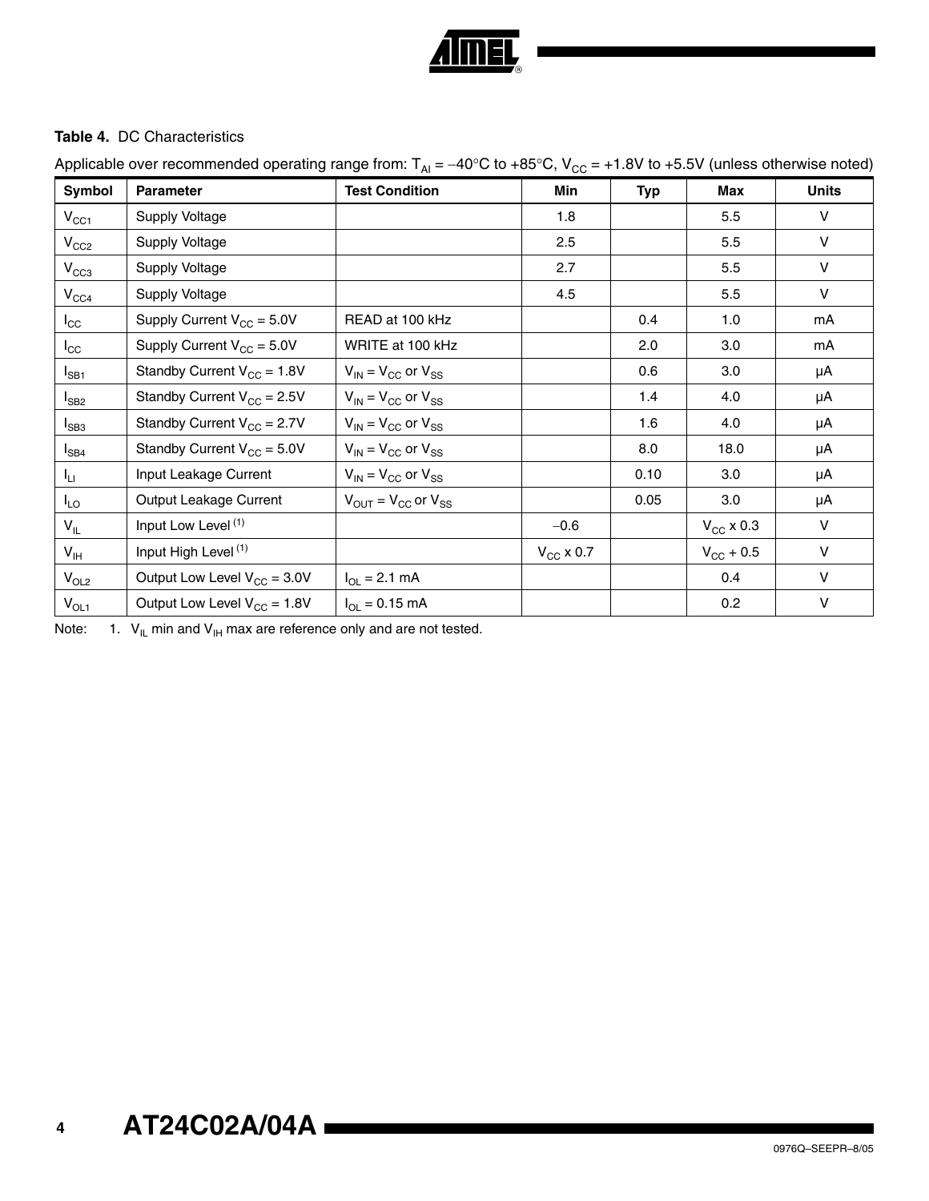**Table 4.** DC Characteristics

Applicable over recommended operating range from: $T_{AI}$ = −40°C to +85°C, $V_{CC}$ = +1.8V to +5.5V (unless otherwise noted)

| Symbol | Parameter | Test Condition | Min | Typ | Max | Units |
|---|---|---|---|---|---|---|
| $V_{CC1}$ | Supply Voltage | | 1.8 | | 5.5 | V |
| $V_{CC2}$ | Supply Voltage | | 2.5 | | 5.5 | V |
| $V_{CC3}$ | Supply Voltage | | 2.7 | | 5.5 | V |
| $V_{CC4}$ | Supply Voltage | | 4.5 | | 5.5 | V |
| $I_{CC}$ | Supply Current $V_{CC}$ = 5.0V | READ at 100 kHz | | 0.4 | 1.0 | mA |
| $I_{CC}$ | Supply Current $V_{CC}$ = 5.0V | WRITE at 100 kHz | | 2.0 | 3.0 | mA |
| $I_{SB1}$ | Standby Current $V_{CC}$ = 1.8V | $V_{IN}$ = $V_{CC}$ or $V_{SS}$ | | 0.6 | 3.0 | µA |
| $I_{SB2}$ | Standby Current $V_{CC}$ = 2.5V | $V_{IN}$ = $V_{CC}$ or $V_{SS}$ | | 1.4 | 4.0 | µA |
| $I_{SB3}$ | Standby Current $V_{CC}$ = 2.7V | $V_{IN}$ = $V_{CC}$ or $V_{SS}$ | | 1.6 | 4.0 | µA |
| $I_{SB4}$ | Standby Current $V_{CC}$ = 5.0V | $V_{IN}$ = $V_{CC}$ or $V_{SS}$ | | 8.0 | 18.0 | µA |
| $I_{LI}$ | Input Leakage Current | $V_{IN}$ = $V_{CC}$ or $V_{SS}$ | | 0.10 | 3.0 | µA |
| $I_{LO}$ | Output Leakage Current | $V_{OUT}$ = $V_{CC}$ or $V_{SS}$ | | 0.05 | 3.0 | µA |
| $V_{IL}$ | Input Low Level [1] | | −0.6 | | $V_{CC}$ x 0.3 | V |
| $V_{IH}$ | Input High Level [1] | | $V_{CC}$ x 0.7 | | $V_{CC}$ + 0.5 | V |
| $V_{OL2}$ | Output Low Level $V_{CC}$ = 3.0V | $I_{OL}$ = 2.1 mA | | | 0.4 | V |
| $V_{OL1}$ | Output Low Level $V_{CC}$ = 1.8V | $I_{OL}$ = 0.15 mA | | | 0.2 | V |

Note: 1. $V_{IL}$ min and $V_{IH}$ max are reference only and are not tested.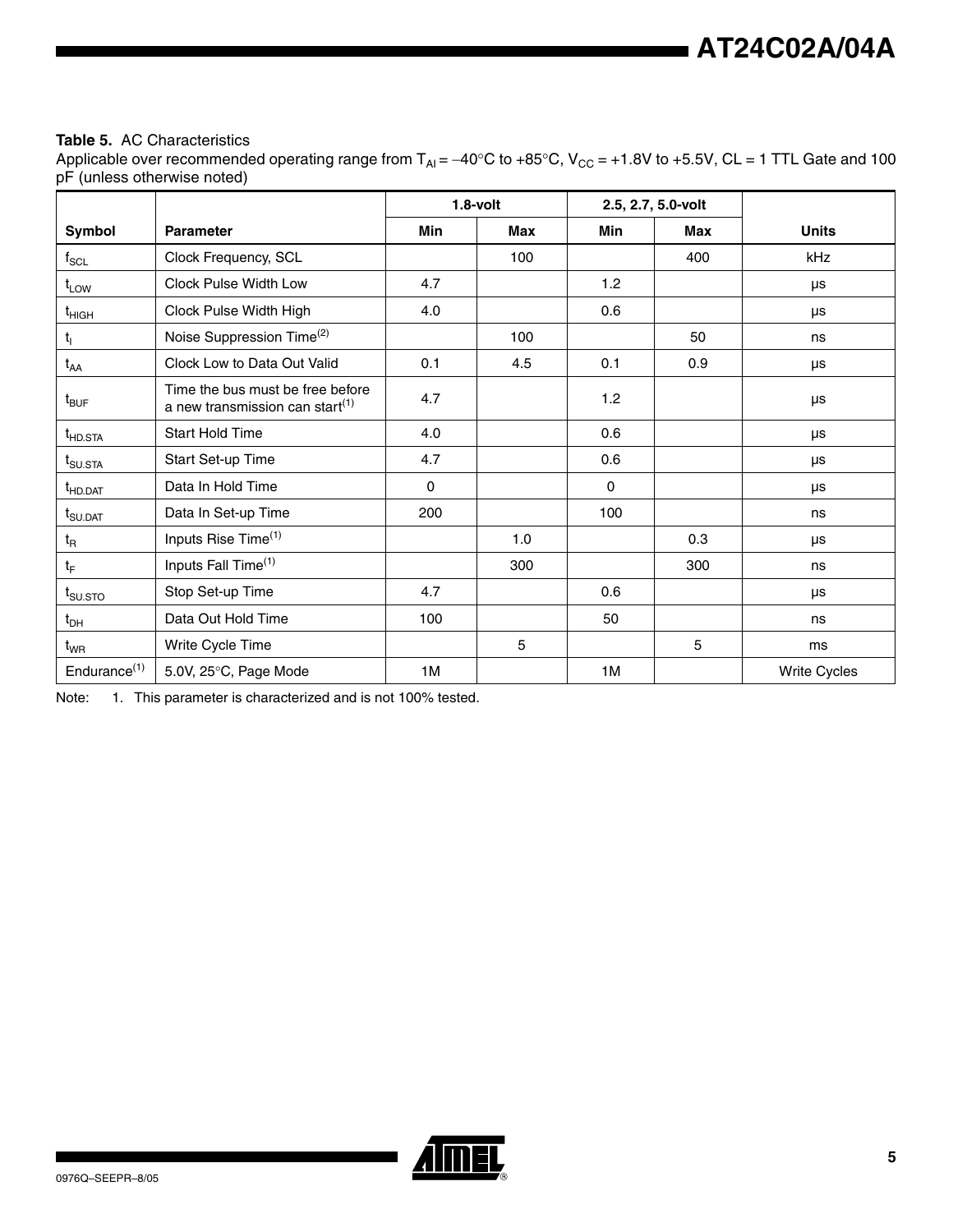**Table 5.** AC Characteristics

Applicable over recommended operating range from $T_{AI} = -40°C$ to $+85°C$, $V_{CC} = +1.8V$ to $+5.5V$, CL = 1 TTL Gate and 100 pF (unless otherwise noted)

| | | 1.8-volt | | 2.5, 2.7, 5.0-volt | | |
|---|---|---|---|---|---|---|
| **Symbol** | **Parameter** | **Min** | **Max** | **Min** | **Max** | **Units** |
| $f_{SCL}$ | Clock Frequency, SCL | | 100 | | 400 | kHz |
| $t_{LOW}$ | Clock Pulse Width Low | 4.7 | | 1.2 | | µs |
| $t_{HIGH}$ | Clock Pulse Width High | 4.0 | | 0.6 | | µs |
| $t_I$ | Noise Suppression Time(2) | | 100 | | 50 | ns |
| $t_{AA}$ | Clock Low to Data Out Valid | 0.1 | 4.5 | 0.1 | 0.9 | µs |
| $t_{BUF}$ | Time the bus must be free before a new transmission can start(1) | 4.7 | | 1.2 | | µs |
| $t_{HD.STA}$ | Start Hold Time | 4.0 | | 0.6 | | µs |
| $t_{SU.STA}$ | Start Set-up Time | 4.7 | | 0.6 | | µs |
| $t_{HD.DAT}$ | Data In Hold Time | 0 | | 0 | | µs |
| $t_{SU.DAT}$ | Data In Set-up Time | 200 | | 100 | | ns |
| $t_R$ | Inputs Rise Time(1) | | 1.0 | | 0.3 | µs |
| $t_F$ | Inputs Fall Time(1) | | 300 | | 300 | ns |
| $t_{SU.STO}$ | Stop Set-up Time | 4.7 | | 0.6 | | µs |
| $t_{DH}$ | Data Out Hold Time | 100 | | 50 | | ns |
| $t_{WR}$ | Write Cycle Time | | 5 | | 5 | ms |
| Endurance(1) | 5.0V, 25°C, Page Mode | 1M | | 1M | | Write Cycles |

Note: 1. This parameter is characterized and is not 100% tested.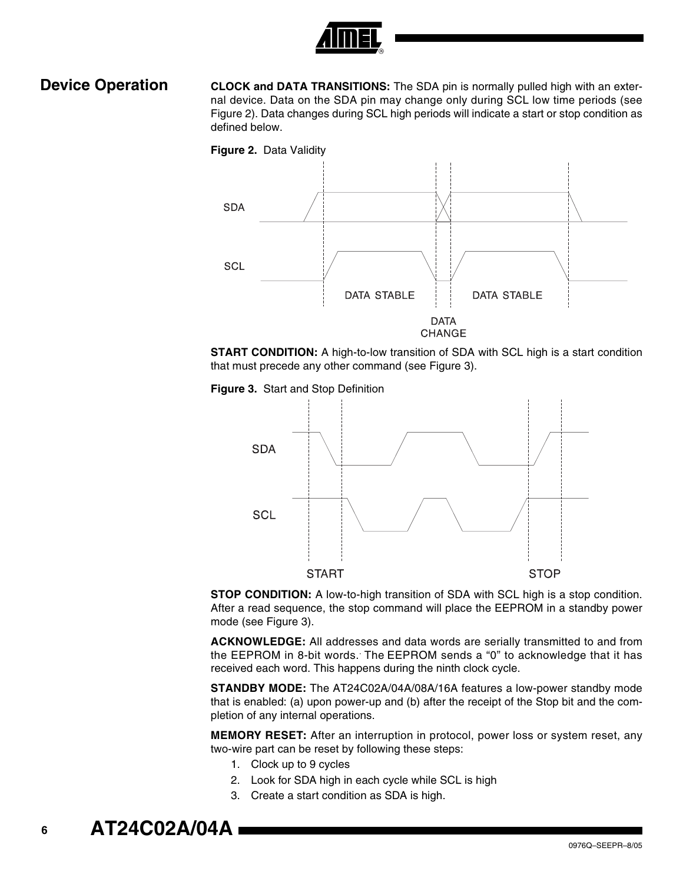## Device Operation

**CLOCK and DATA TRANSITIONS:** The SDA pin is normally pulled high with an external device. Data on the SDA pin may change only during SCL low time periods (see Figure 2). Data changes during SCL high periods will indicate a start or stop condition as defined below.

**Figure 2.** Data Validity

**START CONDITION:** A high-to-low transition of SDA with SCL high is a start condition that must precede any other command (see Figure 3).

**Figure 3.** Start and Stop Definition

**STOP CONDITION:** A low-to-high transition of SDA with SCL high is a stop condition. After a read sequence, the stop command will place the EEPROM in a standby power mode (see Figure 3).

**ACKNOWLEDGE:** All addresses and data words are serially transmitted to and from the EEPROM in 8-bit words. The EEPROM sends a "0" to acknowledge that it has received each word. This happens during the ninth clock cycle.

**STANDBY MODE:** The AT24C02A/04A/08A/16A features a low-power standby mode that is enabled: (a) upon power-up and (b) after the receipt of the Stop bit and the completion of any internal operations.

**MEMORY RESET:** After an interruption in protocol, power loss or system reset, any two-wire part can be reset by following these steps:

1. Clock up to 9 cycles
2. Look for SDA high in each cycle while SCL is high
3. Create a start condition as SDA is high.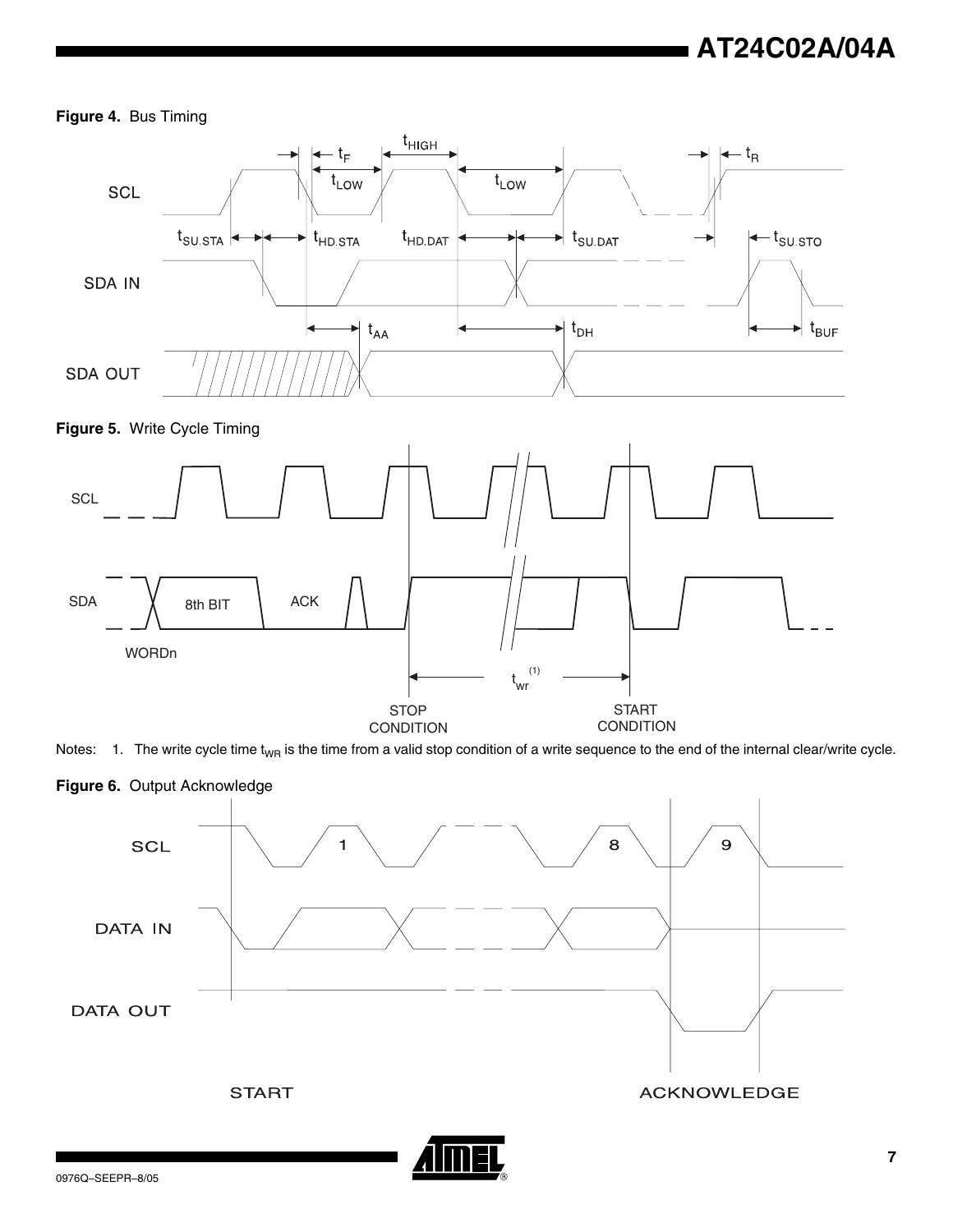**Figure 4.** Bus Timing

**Figure 5.** Write Cycle Timing

Notes: 1. The write cycle time $t_{WR}$ is the time from a valid stop condition of a write sequence to the end of the internal clear/write cycle.

**Figure 6.** Output Acknowledge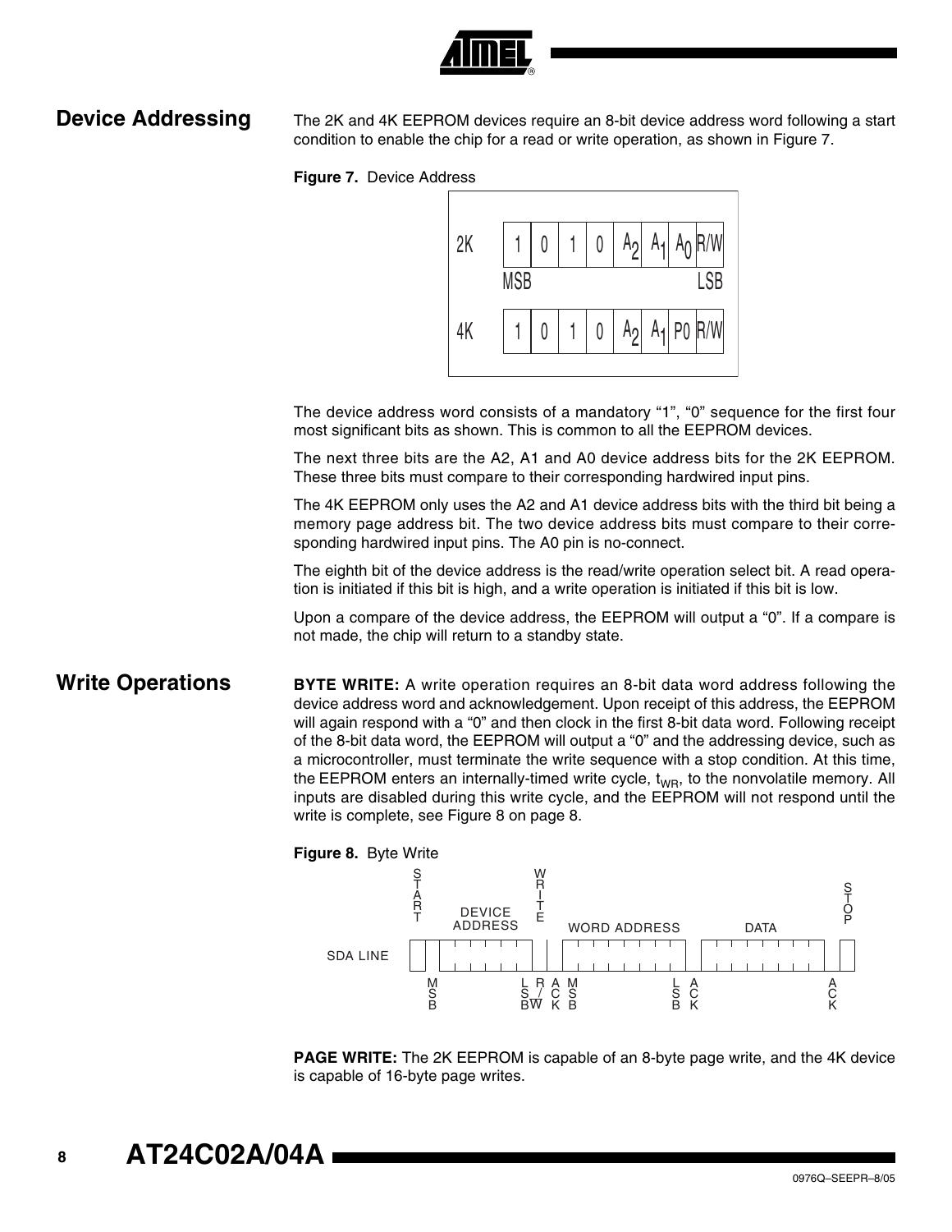## Device Addressing

The 2K and 4K EEPROM devices require an 8-bit device address word following a start condition to enable the chip for a read or write operation, as shown in Figure 7.

**Figure 7.** Device Address

| | MSB | | | | | | | LSB |
|---|---|---|---|---|---|---|---|---|
| 2K | 1 | 0 | 1 | 0 | $A_2$ | $A_1$ | $A_0$ | R/W |
| 4K | 1 | 0 | 1 | 0 | $A_2$ | $A_1$ | P0 | R/W |

The device address word consists of a mandatory "1", "0" sequence for the first four most significant bits as shown. This is common to all the EEPROM devices.

The next three bits are the A2, A1 and A0 device address bits for the 2K EEPROM. These three bits must compare to their corresponding hardwired input pins.

The 4K EEPROM only uses the A2 and A1 device address bits with the third bit being a memory page address bit. The two device address bits must compare to their corresponding hardwired input pins. The A0 pin is no-connect.

The eighth bit of the device address is the read/write operation select bit. A read operation is initiated if this bit is high, and a write operation is initiated if this bit is low.

Upon a compare of the device address, the EEPROM will output a "0". If a compare is not made, the chip will return to a standby state.

## Write Operations

**BYTE WRITE:** A write operation requires an 8-bit data word address following the device address word and acknowledgement. Upon receipt of this address, the EEPROM will again respond with a "0" and then clock in the first 8-bit data word. Following receipt of the 8-bit data word, the EEPROM will output a "0" and the addressing device, such as a microcontroller, must terminate the write sequence with a stop condition. At this time, the EEPROM enters an internally-timed write cycle, $t_{WR}$, to the nonvolatile memory. All inputs are disabled during this write cycle, and the EEPROM will not respond until the write is complete, see Figure 8 on page 8.

**Figure 8.** Byte Write

SDA LINE: START | DEVICE ADDRESS (MSB ... LSB) | WRITE (R/W) | ACK | WORD ADDRESS (MSB ... LSB) | ACK | DATA | ACK | STOP

**PAGE WRITE:** The 2K EEPROM is capable of an 8-byte page write, and the 4K device is capable of 16-byte page writes.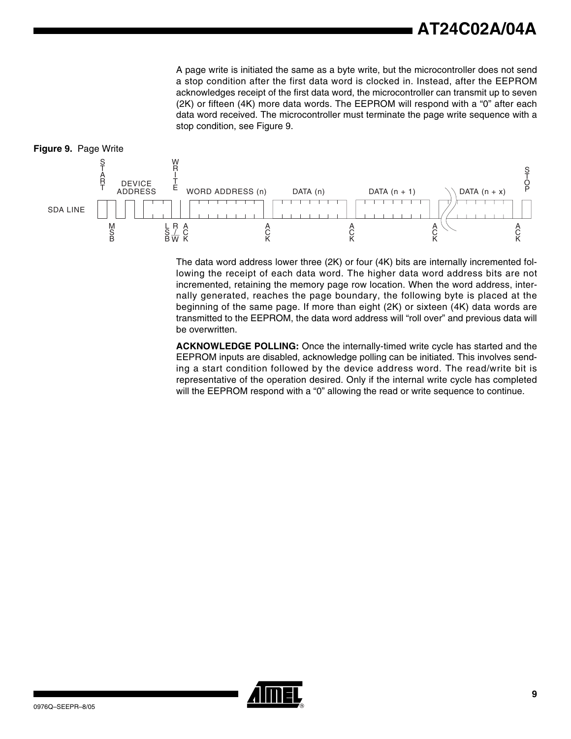A page write is initiated the same as a byte write, but the microcontroller does not send a stop condition after the first data word is clocked in. Instead, after the EEPROM acknowledges receipt of the first data word, the microcontroller can transmit up to seven (2K) or fifteen (4K) more data words. The EEPROM will respond with a "0" after each data word received. The microcontroller must terminate the page write sequence with a stop condition, see Figure 9.

**Figure 9.** Page Write

The data word address lower three (2K) or four (4K) bits are internally incremented following the receipt of each data word. The higher data word address bits are not incremented, retaining the memory page row location. When the word address, internally generated, reaches the page boundary, the following byte is placed at the beginning of the same page. If more than eight (2K) or sixteen (4K) data words are transmitted to the EEPROM, the data word address will "roll over" and previous data will be overwritten.

**ACKNOWLEDGE POLLING:** Once the internally-timed write cycle has started and the EEPROM inputs are disabled, acknowledge polling can be initiated. This involves sending a start condition followed by the device address word. The read/write bit is representative of the operation desired. Only if the internal write cycle has completed will the EEPROM respond with a "0" allowing the read or write sequence to continue.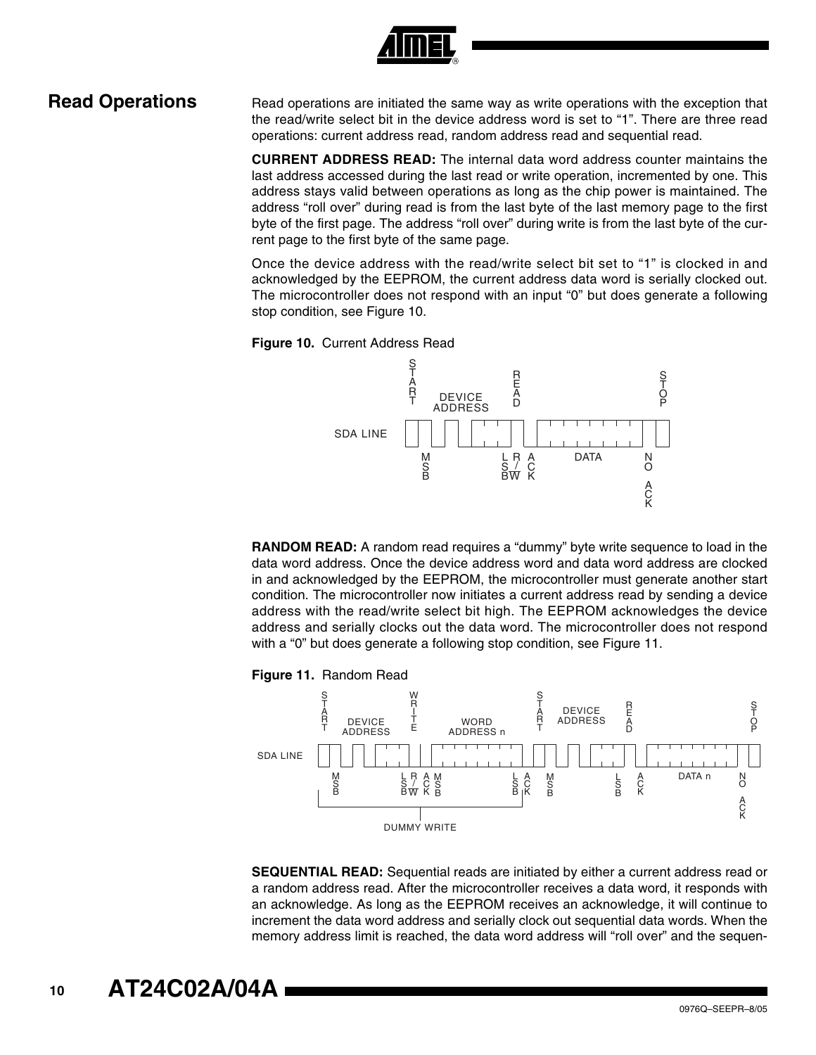## Read Operations

Read operations are initiated the same way as write operations with the exception that the read/write select bit in the device address word is set to "1". There are three read operations: current address read, random address read and sequential read.

**CURRENT ADDRESS READ:** The internal data word address counter maintains the last address accessed during the last read or write operation, incremented by one. This address stays valid between operations as long as the chip power is maintained. The address "roll over" during read is from the last byte of the last memory page to the first byte of the first page. The address "roll over" during write is from the last byte of the current page to the first byte of the same page.

Once the device address with the read/write select bit set to "1" is clocked in and acknowledged by the EEPROM, the current address data word is serially clocked out. The microcontroller does not respond with an input "0" but does generate a following stop condition, see Figure 10.

**Figure 10.** Current Address Read

**RANDOM READ:** A random read requires a "dummy" byte write sequence to load in the data word address. Once the device address word and data word address are clocked in and acknowledged by the EEPROM, the microcontroller must generate another start condition. The microcontroller now initiates a current address read by sending a device address with the read/write select bit high. The EEPROM acknowledges the device address and serially clocks out the data word. The microcontroller does not respond with a "0" but does generate a following stop condition, see Figure 11.

**Figure 11.** Random Read

**SEQUENTIAL READ:** Sequential reads are initiated by either a current address read or a random address read. After the microcontroller receives a data word, it responds with an acknowledge. As long as the EEPROM receives an acknowledge, it will continue to increment the data word address and serially clock out sequential data words. When the memory address limit is reached, the data word address will "roll over" and the sequen-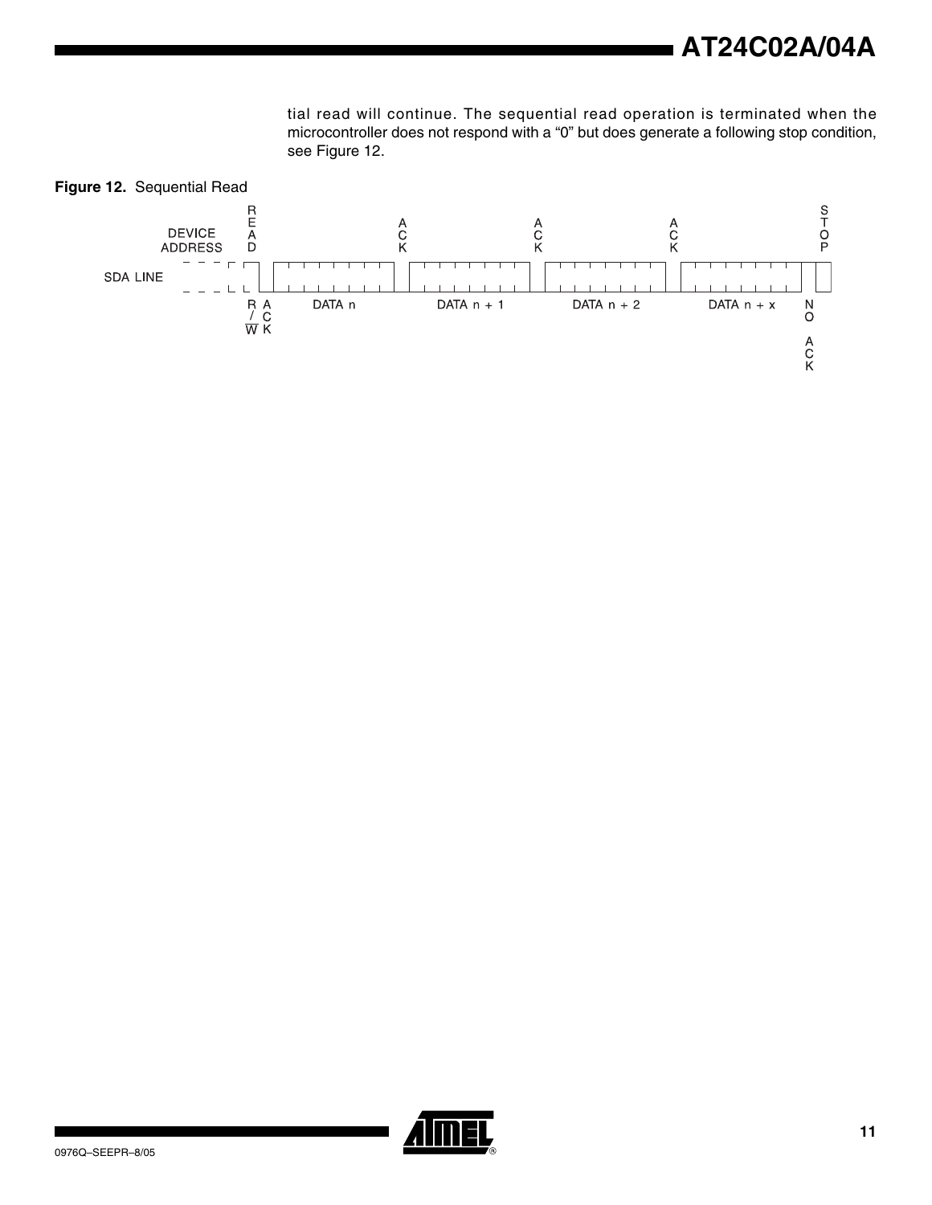tial read will continue. The sequential read operation is terminated when the microcontroller does not respond with a “0” but does generate a following stop condition, see Figure 12.

**Figure 12.** Sequential Read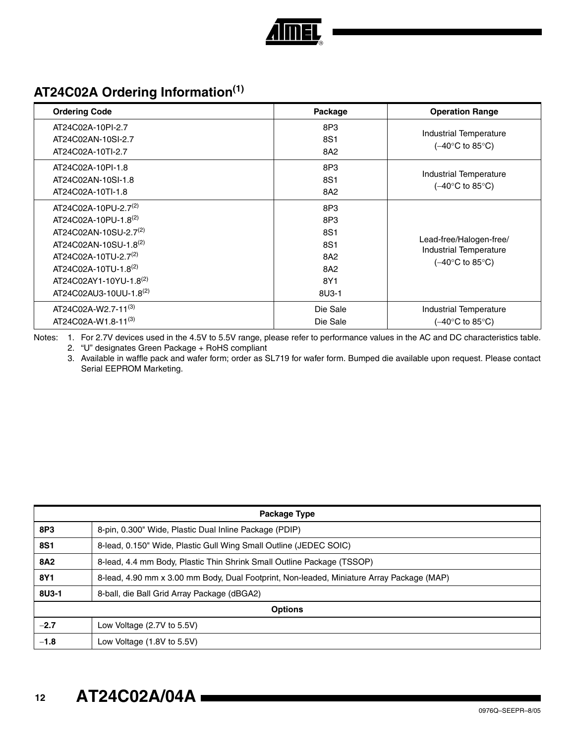## AT24C02A Ordering Information[1]

| Ordering Code | Package | Operation Range |
|---|---|---|
| AT24C02A-10PI-2.7<br>AT24C02AN-10SI-2.7<br>AT24C02A-10TI-2.7 | 8P3<br>8S1<br>8A2 | Industrial Temperature<br>(–40°C to 85°C) |
| AT24C02A-10PI-1.8<br>AT24C02AN-10SI-1.8<br>AT24C02A-10TI-1.8 | 8P3<br>8S1<br>8A2 | Industrial Temperature<br>(–40°C to 85°C) |
| AT24C02A-10PU-2.7[2]<br>AT24C02A-10PU-1.8[2]<br>AT24C02AN-10SU-2.7[2]<br>AT24C02AN-10SU-1.8[2]<br>AT24C02A-10TU-2.7[2]<br>AT24C02A-10TU-1.8[2]<br>AT24C02AY1-10YU-1.8[2]<br>AT24C02AU3-10UU-1.8[2] | 8P3<br>8P3<br>8S1<br>8S1<br>8A2<br>8A2<br>8Y1<br>8U3-1 | Lead-free/Halogen-free/<br>Industrial Temperature<br>(–40°C to 85°C) |
| AT24C02A-W2.7-11[3]<br>AT24C02A-W1.8-11[3] | Die Sale<br>Die Sale | Industrial Temperature<br>(–40°C to 85°C) |

Notes: 1. For 2.7V devices used in the 4.5V to 5.5V range, please refer to performance values in the AC and DC characteristics table.
2. "U" designates Green Package + RoHS compliant
3. Available in waffle pack and wafer form; order as SL719 for wafer form. Bumped die available upon request. Please contact Serial EEPROM Marketing.

| Package Type | |
|---|---|
| **8P3** | 8-pin, 0.300" Wide, Plastic Dual Inline Package (PDIP) |
| **8S1** | 8-lead, 0.150" Wide, Plastic Gull Wing Small Outline (JEDEC SOIC) |
| **8A2** | 8-lead, 4.4 mm Body, Plastic Thin Shrink Small Outline Package (TSSOP) |
| **8Y1** | 8-lead, 4.90 mm x 3.00 mm Body, Dual Footprint, Non-leaded, Miniature Array Package (MAP) |
| **8U3-1** | 8-ball, die Ball Grid Array Package (dBGA2) |
| **Options** | |
| **–2.7** | Low Voltage (2.7V to 5.5V) |
| **–1.8** | Low Voltage (1.8V to 5.5V) |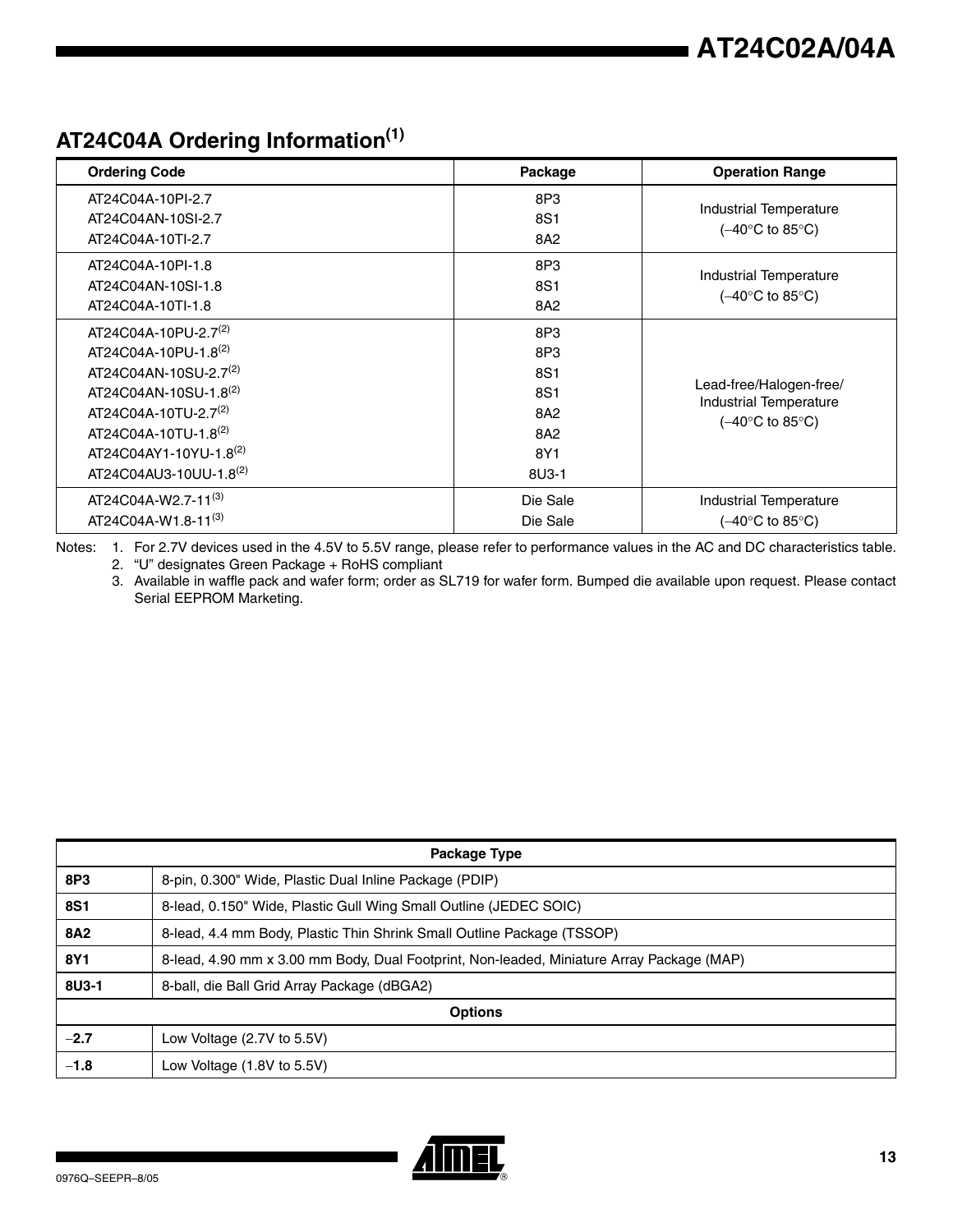## AT24C04A Ordering Information[1]

| Ordering Code | Package | Operation Range |
|---|---|---|
| AT24C04A-10PI-2.7<br>AT24C04AN-10SI-2.7<br>AT24C04A-10TI-2.7 | 8P3<br>8S1<br>8A2 | Industrial Temperature<br>(−40°C to 85°C) |
| AT24C04A-10PI-1.8<br>AT24C04AN-10SI-1.8<br>AT24C04A-10TI-1.8 | 8P3<br>8S1<br>8A2 | Industrial Temperature<br>(−40°C to 85°C) |
| AT24C04A-10PU-2.7[2]<br>AT24C04A-10PU-1.8[2]<br>AT24C04AN-10SU-2.7[2]<br>AT24C04AN-10SU-1.8[2]<br>AT24C04A-10TU-2.7[2]<br>AT24C04A-10TU-1.8[2]<br>AT24C04AY1-10YU-1.8[2]<br>AT24C04AU3-10UU-1.8[2] | 8P3<br>8P3<br>8S1<br>8S1<br>8A2<br>8A2<br>8Y1<br>8U3-1 | Lead-free/Halogen-free/<br>Industrial Temperature<br>(−40°C to 85°C) |
| AT24C04A-W2.7-11[3]<br>AT24C04A-W1.8-11[3] | Die Sale<br>Die Sale | Industrial Temperature<br>(−40°C to 85°C) |

Notes: 1. For 2.7V devices used in the 4.5V to 5.5V range, please refer to performance values in the AC and DC characteristics table.
2. "U" designates Green Package + RoHS compliant
3. Available in waffle pack and wafer form; order as SL719 for wafer form. Bumped die available upon request. Please contact Serial EEPROM Marketing.

| Package Type | |
|---|---|
| **8P3** | 8-pin, 0.300" Wide, Plastic Dual Inline Package (PDIP) |
| **8S1** | 8-lead, 0.150" Wide, Plastic Gull Wing Small Outline (JEDEC SOIC) |
| **8A2** | 8-lead, 4.4 mm Body, Plastic Thin Shrink Small Outline Package (TSSOP) |
| **8Y1** | 8-lead, 4.90 mm x 3.00 mm Body, Dual Footprint, Non-leaded, Miniature Array Package (MAP) |
| **8U3-1** | 8-ball, die Ball Grid Array Package (dBGA2) |
| **Options** | |
| **−2.7** | Low Voltage (2.7V to 5.5V) |
| **−1.8** | Low Voltage (1.8V to 5.5V) |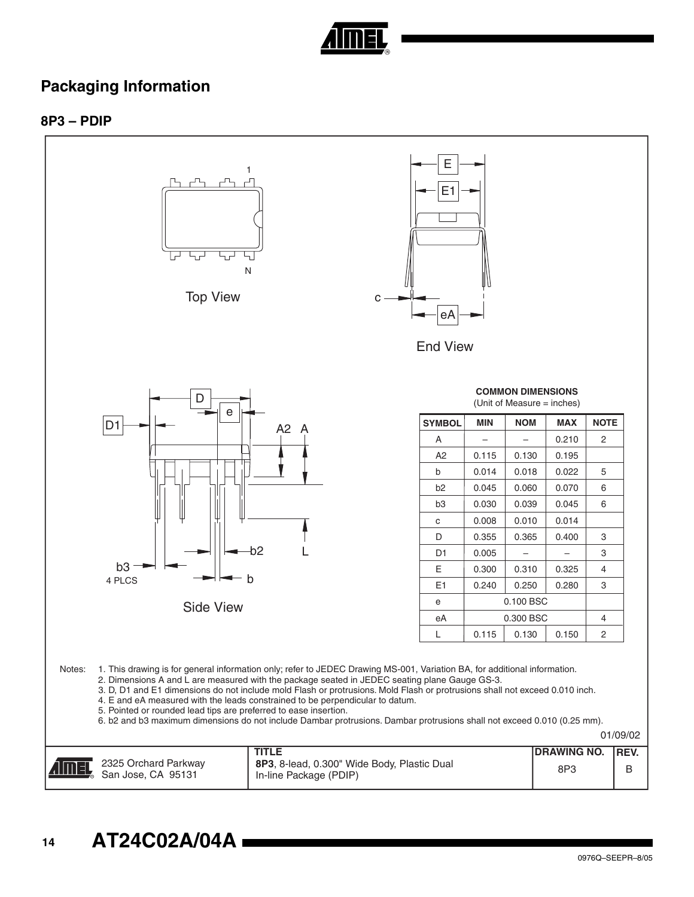## Packaging Information

### 8P3 – PDIP

Top View

End View

Side View

**COMMON DIMENSIONS**
(Unit of Measure = inches)

| SYMBOL | MIN | NOM | MAX | NOTE |
|---|---|---|---|---|
| A | – | – | 0.210 | 2 |
| A2 | 0.115 | 0.130 | 0.195 | |
| b | 0.014 | 0.018 | 0.022 | 5 |
| b2 | 0.045 | 0.060 | 0.070 | 6 |
| b3 | 0.030 | 0.039 | 0.045 | 6 |
| c | 0.008 | 0.010 | 0.014 | |
| D | 0.355 | 0.365 | 0.400 | 3 |
| D1 | 0.005 | – | – | 3 |
| E | 0.300 | 0.310 | 0.325 | 4 |
| E1 | 0.240 | 0.250 | 0.280 | 3 |
| e | | 0.100 BSC | | |
| eA | | 0.300 BSC | | 4 |
| L | 0.115 | 0.130 | 0.150 | 2 |

Notes:
1. This drawing is for general information only; refer to JEDEC Drawing MS-001, Variation BA, for additional information.
2. Dimensions A and L are measured with the package seated in JEDEC seating plane Gauge GS-3.
3. D, D1 and E1 dimensions do not include mold Flash or protrusions. Mold Flash or protrusions shall not exceed 0.010 inch.
4. E and eA measured with the leads constrained to be perpendicular to datum.
5. Pointed or rounded lead tips are preferred to ease insertion.
6. b2 and b3 maximum dimensions do not include Dambar protrusions. Dambar protrusions shall not exceed 0.010 (0.25 mm).

01/09/02

| | TITLE | DRAWING NO. | REV. |
|---|---|---|---|
| 2325 Orchard Parkway San Jose, CA 95131 | **8P3**, 8-lead, 0.300" Wide Body, Plastic Dual In-line Package (PDIP) | 8P3 | B |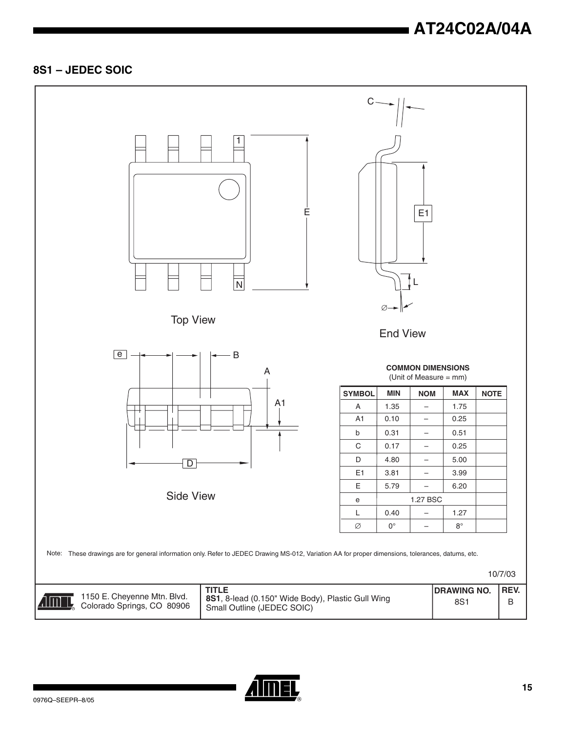## 8S1 – JEDEC SOIC

Top View

End View

Side View

**COMMON DIMENSIONS**
(Unit of Measure = mm)

| SYMBOL | MIN | NOM | MAX | NOTE |
|---|---|---|---|---|
| A | 1.35 | – | 1.75 | |
| A1 | 0.10 | – | 0.25 | |
| b | 0.31 | – | 0.51 | |
| C | 0.17 | – | 0.25 | |
| D | 4.80 | – | 5.00 | |
| E1 | 3.81 | – | 3.99 | |
| E | 5.79 | – | 6.20 | |
| e | | 1.27 BSC | | |
| L | 0.40 | – | 1.27 | |
| ∅ | 0° | – | 8° | |

Note: These drawings are for general information only. Refer to JEDEC Drawing MS-012, Variation AA for proper dimensions, tolerances, datums, etc.

10/7/03

| | TITLE | DRAWING NO. | REV. |
|---|---|---|---|
| 1150 E. Cheyenne Mtn. Blvd. Colorado Springs, CO 80906 | **8S1**, 8-lead (0.150" Wide Body), Plastic Gull Wing Small Outline (JEDEC SOIC) | 8S1 | B |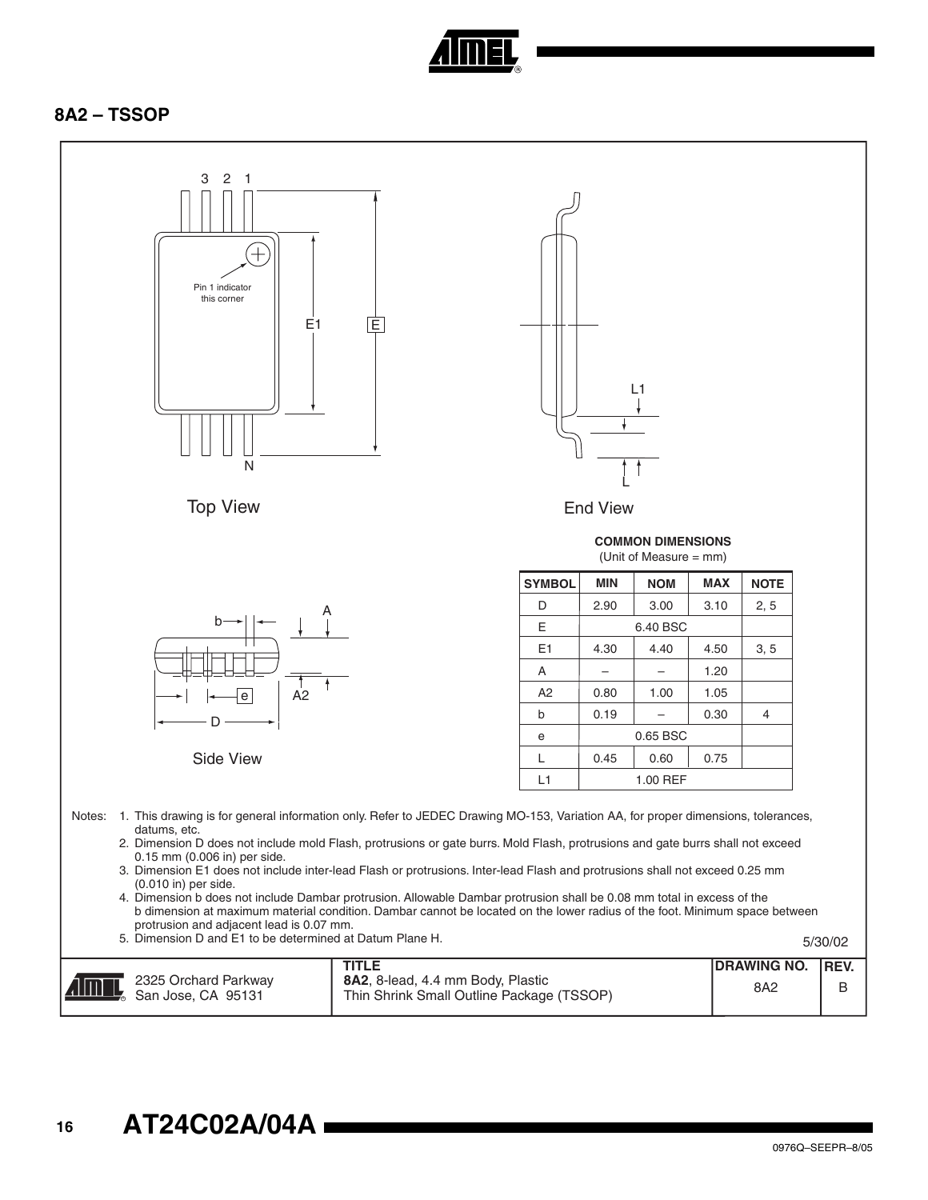## 8A2 – TSSOP

Top View

Pin 1 indicator this corner

End View

Side View

**COMMON DIMENSIONS**
(Unit of Measure = mm)

| SYMBOL | MIN | NOM | MAX | NOTE |
|---|---|---|---|---|
| D | 2.90 | 3.00 | 3.10 | 2, 5 |
| E | | 6.40 BSC | | |
| E1 | 4.30 | 4.40 | 4.50 | 3, 5 |
| A | – | – | 1.20 | |
| A2 | 0.80 | 1.00 | 1.05 | |
| b | 0.19 | – | 0.30 | 4 |
| e | | 0.65 BSC | | |
| L | 0.45 | 0.60 | 0.75 | |
| L1 | | 1.00 REF | | |

Notes:
1. This drawing is for general information only. Refer to JEDEC Drawing MO-153, Variation AA, for proper dimensions, tolerances, datums, etc.
2. Dimension D does not include mold Flash, protrusions or gate burrs. Mold Flash, protrusions and gate burrs shall not exceed 0.15 mm (0.006 in) per side.
3. Dimension E1 does not include inter-lead Flash or protrusions. Inter-lead Flash and protrusions shall not exceed 0.25 mm (0.010 in) per side.
4. Dimension b does not include Dambar protrusion. Allowable Dambar protrusion shall be 0.08 mm total in excess of the b dimension at maximum material condition. Dambar cannot be located on the lower radius of the foot. Minimum space between protrusion and adjacent lead is 0.07 mm.
5. Dimension D and E1 to be determined at Datum Plane H.

5/30/02

| | TITLE | DRAWING NO. | REV. |
|---|---|---|---|
| 2325 Orchard Parkway San Jose, CA 95131 | **8A2**, 8-lead, 4.4 mm Body, Plastic Thin Shrink Small Outline Package (TSSOP) | 8A2 | B |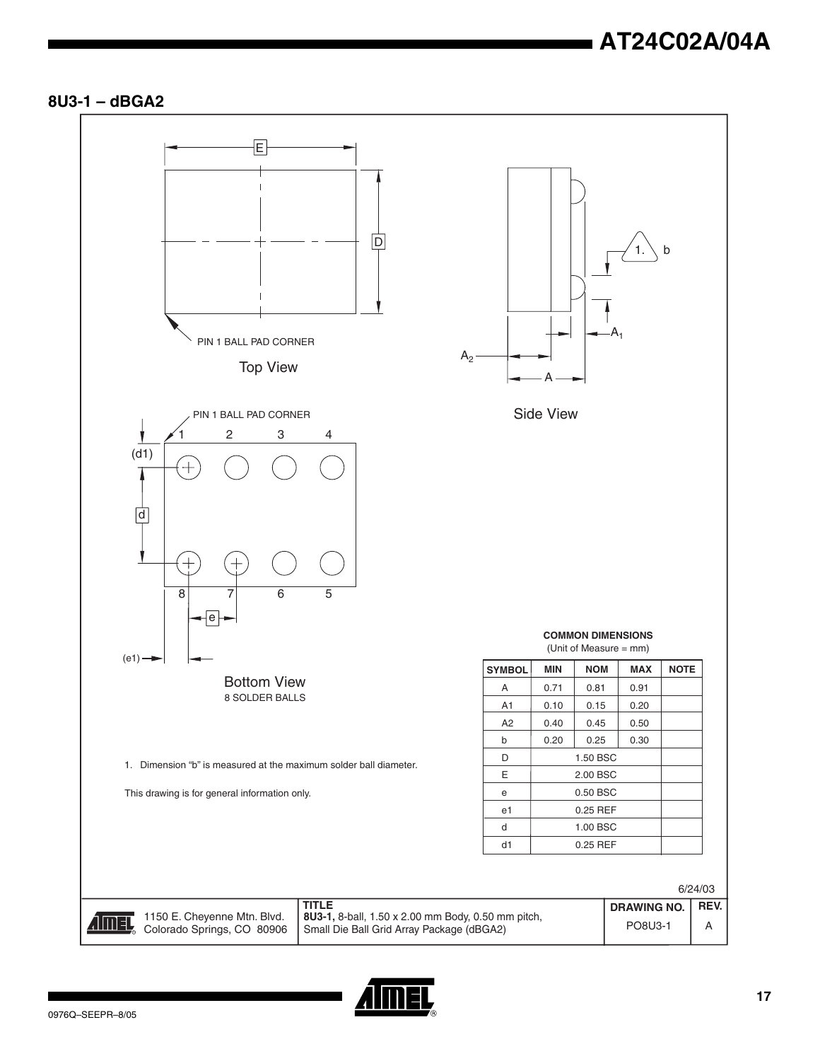## 8U3-1 – dBGA2

E

D

PIN 1 BALL PAD CORNER

Top View

1. b

$A_1$

$A_2$

A

Side View

PIN 1 BALL PAD CORNER

1 2 3 4

(d1)

d

8 7 6 5

e

(e1)

Bottom View
8 SOLDER BALLS

**COMMON DIMENSIONS**
(Unit of Measure = mm)

| SYMBOL | MIN | NOM | MAX | NOTE |
|---|---|---|---|---|
| A | 0.71 | 0.81 | 0.91 | |
| A1 | 0.10 | 0.15 | 0.20 | |
| A2 | 0.40 | 0.45 | 0.50 | |
| b | 0.20 | 0.25 | 0.30 | |
| D | | 1.50 BSC | | |
| E | | 2.00 BSC | | |
| e | | 0.50 BSC | | |
| e1 | | 0.25 REF | | |
| d | | 1.00 BSC | | |
| d1 | | 0.25 REF | | |

1. Dimension "b" is measured at the maximum solder ball diameter.

This drawing is for general information only.

6/24/03

| | TITLE | DRAWING NO. | REV. |
|---|---|---|---|
| 1150 E. Cheyenne Mtn. Blvd. Colorado Springs, CO 80906 | **8U3-1,** 8-ball, 1.50 x 2.00 mm Body, 0.50 mm pitch, Small Die Ball Grid Array Package (dBGA2) | PO8U3-1 | A |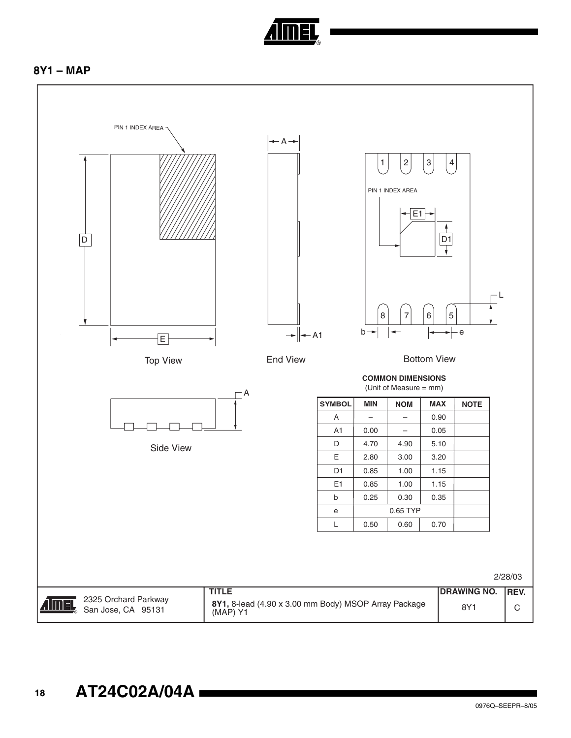## 8Y1 – MAP

PIN 1 INDEX AREA

D

E

Top View

A

A1

End View

1 2 3 4

PIN 1 INDEX AREA

E1

D1

L

8 7 6 5

b

e

Bottom View

A

Side View

**COMMON DIMENSIONS**
(Unit of Measure = mm)

| SYMBOL | MIN | NOM | MAX | NOTE |
|---|---|---|---|---|
| A | – | – | 0.90 | |
| A1 | 0.00 | – | 0.05 | |
| D | 4.70 | 4.90 | 5.10 | |
| E | 2.80 | 3.00 | 3.20 | |
| D1 | 0.85 | 1.00 | 1.15 | |
| E1 | 0.85 | 1.00 | 1.15 | |
| b | 0.25 | 0.30 | 0.35 | |
| e | | 0.65 TYP | | |
| L | 0.50 | 0.60 | 0.70 | |

2/28/03

| | TITLE | DRAWING NO. | REV. |
|---|---|---|---|
| 2325 Orchard Parkway San Jose, CA 95131 | **8Y1**, 8-lead (4.90 x 3.00 mm Body) MSOP Array Package (MAP) Y1 | 8Y1 | C |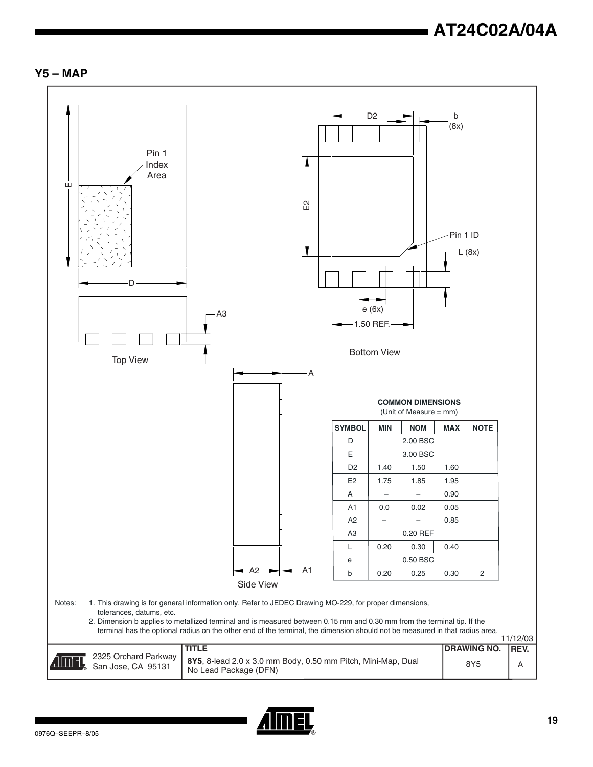## Y5 – MAP

Pin 1 Index Area

Top View

Bottom View

Side View

Pin 1 ID

**COMMON DIMENSIONS**
(Unit of Measure = mm)

| SYMBOL | MIN | NOM | MAX | NOTE |
|---|---|---|---|---|
| D | | 2.00 BSC | | |
| E | | 3.00 BSC | | |
| D2 | 1.40 | 1.50 | 1.60 | |
| E2 | 1.75 | 1.85 | 1.95 | |
| A | – | – | 0.90 | |
| A1 | 0.0 | 0.02 | 0.05 | |
| A2 | – | – | 0.85 | |
| A3 | | 0.20 REF | | |
| L | 0.20 | 0.30 | 0.40 | |
| e | | 0.50 BSC | | |
| b | 0.20 | 0.25 | 0.30 | 2 |

Notes:
1. This drawing is for general information only. Refer to JEDEC Drawing MO-229, for proper dimensions, tolerances, datums, etc.
2. Dimension b applies to metallized terminal and is measured between 0.15 mm and 0.30 mm from the terminal tip. If the terminal has the optional radius on the other end of the terminal, the dimension should not be measured in that radius area.

11/12/03

| | TITLE | DRAWING NO. | REV. |
|---|---|---|---|
| 2325 Orchard Parkway San Jose, CA 95131 | **8Y5**, 8-lead 2.0 x 3.0 mm Body, 0.50 mm Pitch, Mini-Map, Dual No Lead Package (DFN) | 8Y5 | A |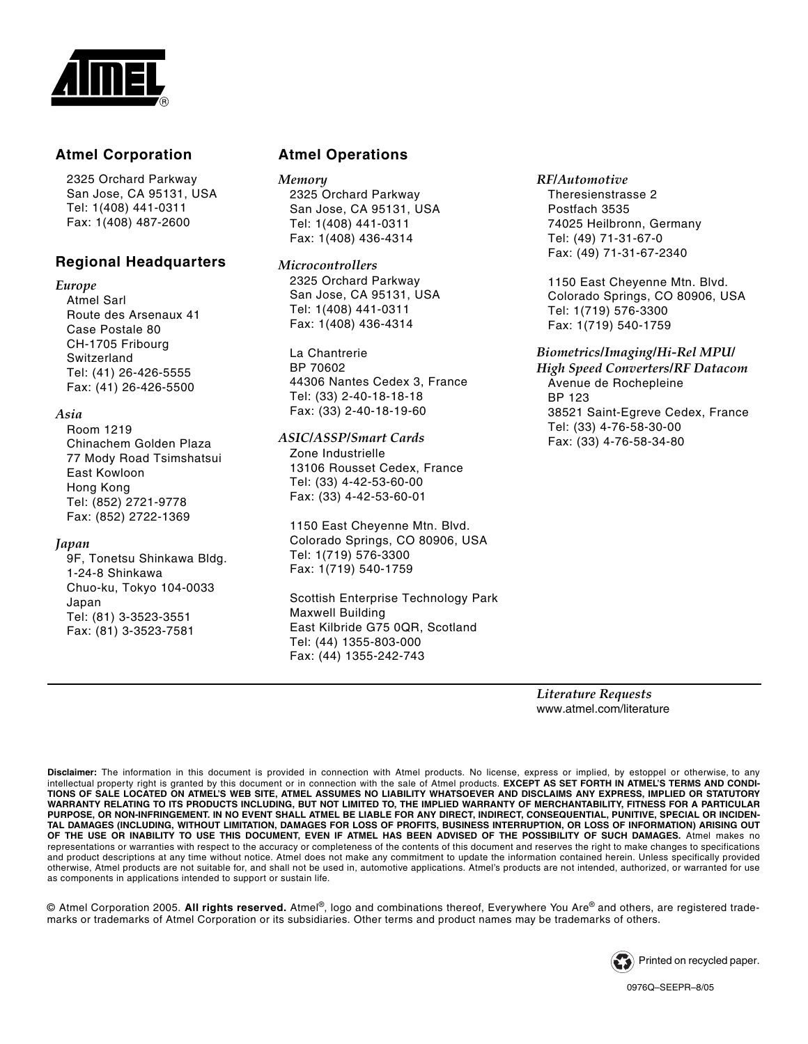## Atmel Corporation

2325 Orchard Parkway
San Jose, CA 95131, USA
Tel: 1(408) 441-0311
Fax: 1(408) 487-2600

## Regional Headquarters

*Europe*
Atmel Sarl
Route des Arsenaux 41
Case Postale 80
CH-1705 Fribourg
Switzerland
Tel: (41) 26-426-5555
Fax: (41) 26-426-5500

*Asia*
Room 1219
Chinachem Golden Plaza
77 Mody Road Tsimshatsui
East Kowloon
Hong Kong
Tel: (852) 2721-9778
Fax: (852) 2722-1369

*Japan*
9F, Tonetsu Shinkawa Bldg.
1-24-8 Shinkawa
Chuo-ku, Tokyo 104-0033
Japan
Tel: (81) 3-3523-3551
Fax: (81) 3-3523-7581

## Atmel Operations

*Memory*
2325 Orchard Parkway
San Jose, CA 95131, USA
Tel: 1(408) 441-0311
Fax: 1(408) 436-4314

*Microcontrollers*
2325 Orchard Parkway
San Jose, CA 95131, USA
Tel: 1(408) 441-0311
Fax: 1(408) 436-4314

La Chantrerie
BP 70602
44306 Nantes Cedex 3, France
Tel: (33) 2-40-18-18-18
Fax: (33) 2-40-18-19-60

*ASIC/ASSP/Smart Cards*
Zone Industrielle
13106 Rousset Cedex, France
Tel: (33) 4-42-53-60-00
Fax: (33) 4-42-53-60-01

1150 East Cheyenne Mtn. Blvd.
Colorado Springs, CO 80906, USA
Tel: 1(719) 576-3300
Fax: 1(719) 540-1759

Scottish Enterprise Technology Park
Maxwell Building
East Kilbride G75 0QR, Scotland
Tel: (44) 1355-803-000
Fax: (44) 1355-242-743

*RF/Automotive*
Theresienstrasse 2
Postfach 3535
74025 Heilbronn, Germany
Tel: (49) 71-31-67-0
Fax: (49) 71-31-67-2340

1150 East Cheyenne Mtn. Blvd.
Colorado Springs, CO 80906, USA
Tel: 1(719) 576-3300
Fax: 1(719) 540-1759

*Biometrics/Imaging/Hi-Rel MPU/ High Speed Converters/RF Datacom*
Avenue de Rochepleine
BP 123
38521 Saint-Egreve Cedex, France
Tel: (33) 4-76-58-30-00
Fax: (33) 4-76-58-34-80

*Literature Requests*
www.atmel.com/literature

**Disclaimer:** The information in this document is provided in connection with Atmel products. No license, express or implied, by estoppel or otherwise, to any intellectual property right is granted by this document or in connection with the sale of Atmel products. **EXCEPT AS SET FORTH IN ATMEL'S TERMS AND CONDITIONS OF SALE LOCATED ON ATMEL'S WEB SITE, ATMEL ASSUMES NO LIABILITY WHATSOEVER AND DISCLAIMS ANY EXPRESS, IMPLIED OR STATUTORY WARRANTY RELATING TO ITS PRODUCTS INCLUDING, BUT NOT LIMITED TO, THE IMPLIED WARRANTY OF MERCHANTABILITY, FITNESS FOR A PARTICULAR PURPOSE, OR NON-INFRINGEMENT. IN NO EVENT SHALL ATMEL BE LIABLE FOR ANY DIRECT, INDIRECT, CONSEQUENTIAL, PUNITIVE, SPECIAL OR INCIDENTAL DAMAGES (INCLUDING, WITHOUT LIMITATION, DAMAGES FOR LOSS OF PROFITS, BUSINESS INTERRUPTION, OR LOSS OF INFORMATION) ARISING OUT OF THE USE OR INABILITY TO USE THIS DOCUMENT, EVEN IF ATMEL HAS BEEN ADVISED OF THE POSSIBILITY OF SUCH DAMAGES.** Atmel makes no representations or warranties with respect to the accuracy or completeness of the contents of this document and reserves the right to make changes to specifications and product descriptions at any time without notice. Atmel does not make any commitment to update the information contained herein. Unless specifically provided otherwise, Atmel products are not suitable for, and shall not be used in, automotive applications. Atmel's products are not intended, authorized, or warranted for use as components in applications intended to support or sustain life.

© Atmel Corporation 2005. **All rights reserved.** Atmel®, logo and combinations thereof, Everywhere You Are® and others, are registered trademarks or trademarks of Atmel Corporation or its subsidiaries. Other terms and product names may be trademarks of others.

Printed on recycled paper.

0976Q–SEEPR–8/05